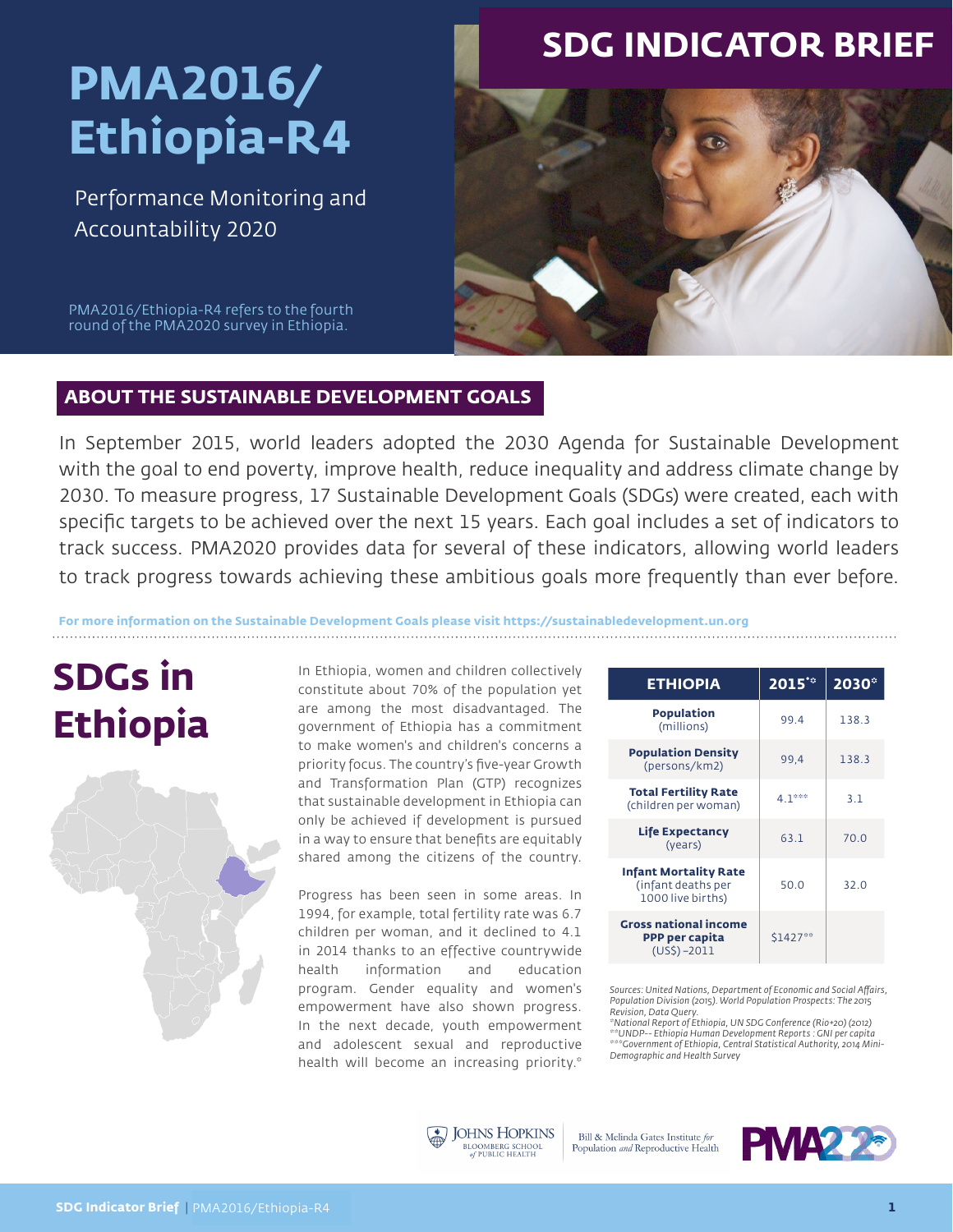# SDG INDICATOR BRIEF

# PMA2016/ Ethiopia-R4

Performance Monitoring and Accountability 2020

PMA2016/Ethiopia-R4 refers to the fourth round of the PMA2020 survey in Ethiopia.

## ABOUT THE SUSTAINABLE DEVELOPMENT GOALS

In September 2015, world leaders adopted the 2030 Agenda for Sustainable Development with the goal to end poverty, improve health, reduce inequality and address climate change by 2030. To measure progress, 17 Sustainable Development Goals (SDGs) were created, each with specific targets to be achieved over the next 15 years. Each goal includes a set of indicators to track success. PMA2020 provides data for several of these indicators, allowing world leaders to track progress towards achieving these ambitious goals more frequently than ever before.

**For more information on the Sustainable Development Goals please visit https://sustainabledevelopment.un.org**

## SDGs in Ethiopia

In Ethiopia, women and children collectively constitute about 70% of the population yet are among the most disadvantaged. The government of Ethiopia has a commitment to make women's and children's concerns a priority focus. The country's five-year Growth and Transformation Plan (GTP) recognizes that sustainable development in Ethiopia can only be achieved if development is pursued in a way to ensure that benefits are equitably shared among the citizens of the country.

Progress has been seen in some areas. In 1994, for example, total fertility rate was 6.7 children per woman, and it declined to 4.1 in 2014 thanks to an effective countrywide health information and education program. Gender equality and women's empowerment have also shown progress. In the next decade, youth empowerment and adolescent sexual and reproductive health will become an increasing priority.*

| ETHIOPIA | 2015* | 2030* |
|---|---|---|
| **Population** (millions) | 99.4 | 138.3 |
| **Population Density** (persons/km2) | 99,4 | 138.3 |
| **Total Fertility Rate** (children per woman) | 4.1*** | 3.1 |
| **Life Expectancy** (years) | 63.1 | 70.0 |
| **Infant Mortality Rate** (infant deaths per 1000 live births) | 50.0 | 32.0 |
| **Gross national income PPP per capita** (US$) –2011 | $1427** | |

*Sources: United Nations, Department of Economic and Social Affairs, Population Division (2015). World Population Prospects: The 2015 Revision, Data Query.*
*\*National Report of Ethiopia, UN SDG Conference (Rio+20) (2012)*
*\*\*UNDP-- Ethiopia Human Development Reports : GNI per capita*
*\*\*\*Government of Ethiopia, Central Statistical Authority, 2014 Mini-Demographic and Health Survey*

Johns Hopkins Bloomberg School of Public Health | Bill & Melinda Gates Institute for Population and Reproductive Health | PMA2020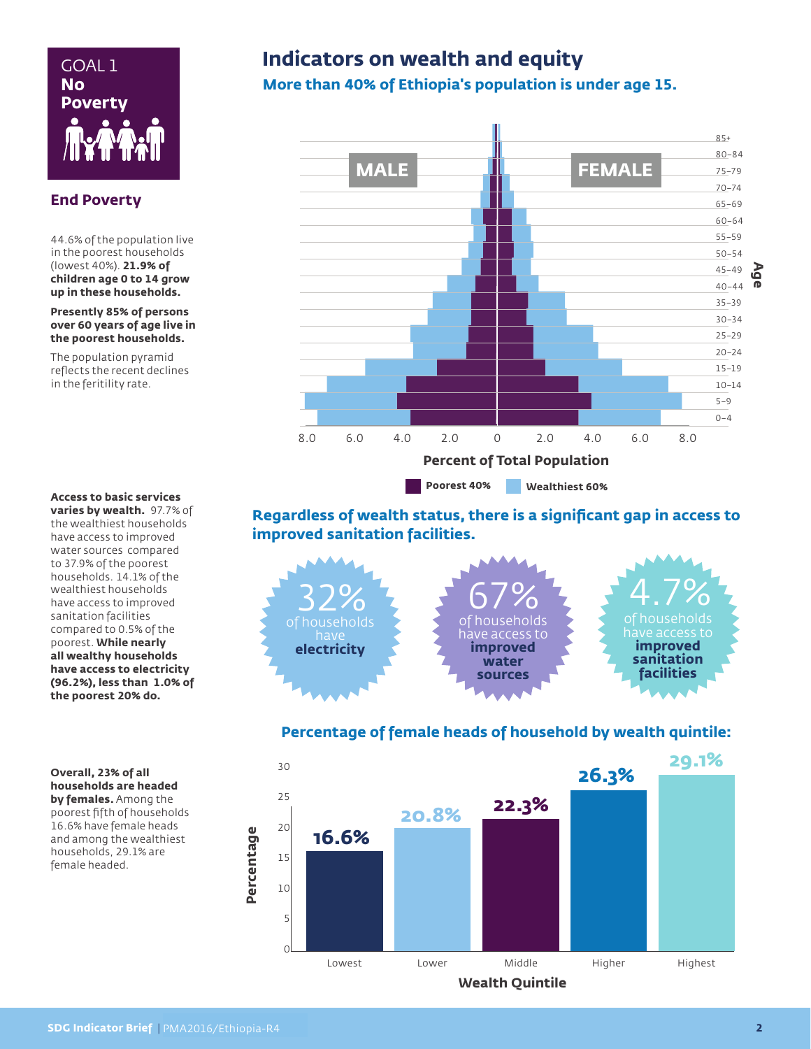## GOAL 1
## No Poverty

### End Poverty

44.6% of the population live in the poorest households (lowest 40%). **21.9% of children age 0 to 14 grow up in these households.**

**Presently 85% of persons over 60 years of age live in the poorest households.**

The population pyramid reflects the recent declines in the feritility rate.

**Access to basic services varies by wealth.** 97.7% of the wealthiest households have access to improved water sources compared to 37.9% of the poorest households. 14.1% of the wealthiest households have access to improved sanitation facilities compared to 0.5% of the poorest. **While nearly all wealthy households have access to electricity (96.2%), less than 1.0% of the poorest 20% do.**

**Overall, 23% of all households are headed by females.** Among the poorest fifth of households 16.6% have female heads and among the wealthiest households, 29.1% are female headed.

# Indicators on wealth and equity

## More than 40% of Ethiopia's population is under age 15.

MALE | FEMALE

Age: 85+, 80–84, 75–79, 70–74, 65–69, 60–64, 55–59, 50–54, 45–49, 40–44, 35–39, 30–34, 25–29, 20–24, 15–19, 10–14, 5–9, 0–4

Percent of Total Population: 8.0 6.0 4.0 2.0 0 2.0 4.0 6.0 8.0

Poorest 40% | Wealthiest 60%

## Regardless of wealth status, there is a significant gap in access to improved sanitation facilities.

**32%** of households have **electricity**

**67%** of households have access to **improved water sources**

**4.7%** of households have access to **improved sanitation facilities**

## Percentage of female heads of household by wealth quintile:

| Wealth Quintile | Percentage |
|---|---|
| Lowest | 16.6% |
| Lower | 20.8% |
| Middle | 22.3% |
| Higher | 26.3% |
| Highest | 29.1% |

**SDG Indicator Brief** | PMA2016/Ethiopia-R4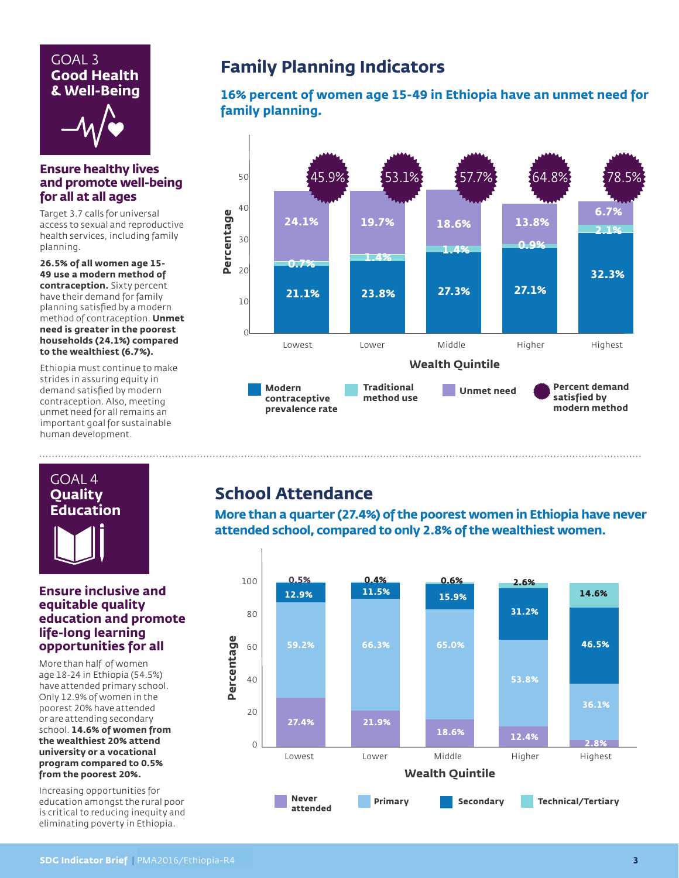## GOAL 3 **Good Health & Well-Being**

### Ensure healthy lives and promote well-being for all at all ages

Target 3.7 calls for universal access to sexual and reproductive health services, including family planning.

**26.5% of all women age 15-49 use a modern method of contraception.** Sixty percent have their demand for family planning satisfied by a modern method of contraception. **Unmet need is greater in the poorest households (24.1%) compared to the wealthiest (6.7%).**

Ethiopia must continue to make strides in assuring equity in demand satisfied by modern contraception. Also, meeting unmet need for all remains an important goal for sustainable human development.

## Family Planning Indicators

**16% percent of women age 15-49 in Ethiopia have an unmet need for family planning.**

| Wealth Quintile | Modern contraceptive prevalence rate | Traditional method use | Unmet need | Percent demand satisfied by modern method |
|---|---|---|---|---|
| Lowest | 21.1% | 0.7% | 24.1% | 45.9% |
| Lower | 23.8% | 1.4% | 19.7% | 53.1% |
| Middle | 27.3% | 1.4% | 18.6% | 57.7% |
| Higher | 27.1% | 0.9% | 13.8% | 64.8% |
| Highest | 32.3% | 2.1% | 6.7% | 78.5% |

## GOAL 4 **Quality Education**

### Ensure inclusive and equitable quality education and promote life-long learning opportunities for all

More than half of women age 18-24 in Ethiopia (54.5%) have attended primary school. Only 12.9% of women in the poorest 20% have attended or are attending secondary school. **14.6% of women from the wealthiest 20% attend university or a vocational program compared to 0.5% from the poorest 20%.**

Increasing opportunities for education amongst the rural poor is critical to reducing inequity and eliminating poverty in Ethiopia.

## School Attendance

**More than a quarter (27.4%) of the poorest women in Ethiopia have never attended school, compared to only 2.8% of the wealthiest women.**

| Wealth Quintile | Never attended | Primary | Secondary | Technical/Tertiary |
|---|---|---|---|---|
| Lowest | 27.4% | 59.2% | 12.9% | 0.5% |
| Lower | 21.9% | 66.3% | 11.5% | 0.4% |
| Middle | 18.6% | 65.0% | 15.9% | 0.6% |
| Higher | 12.4% | 53.8% | 31.2% | 2.6% |
| Highest | 2.8% | 36.1% | 46.5% | 14.6% |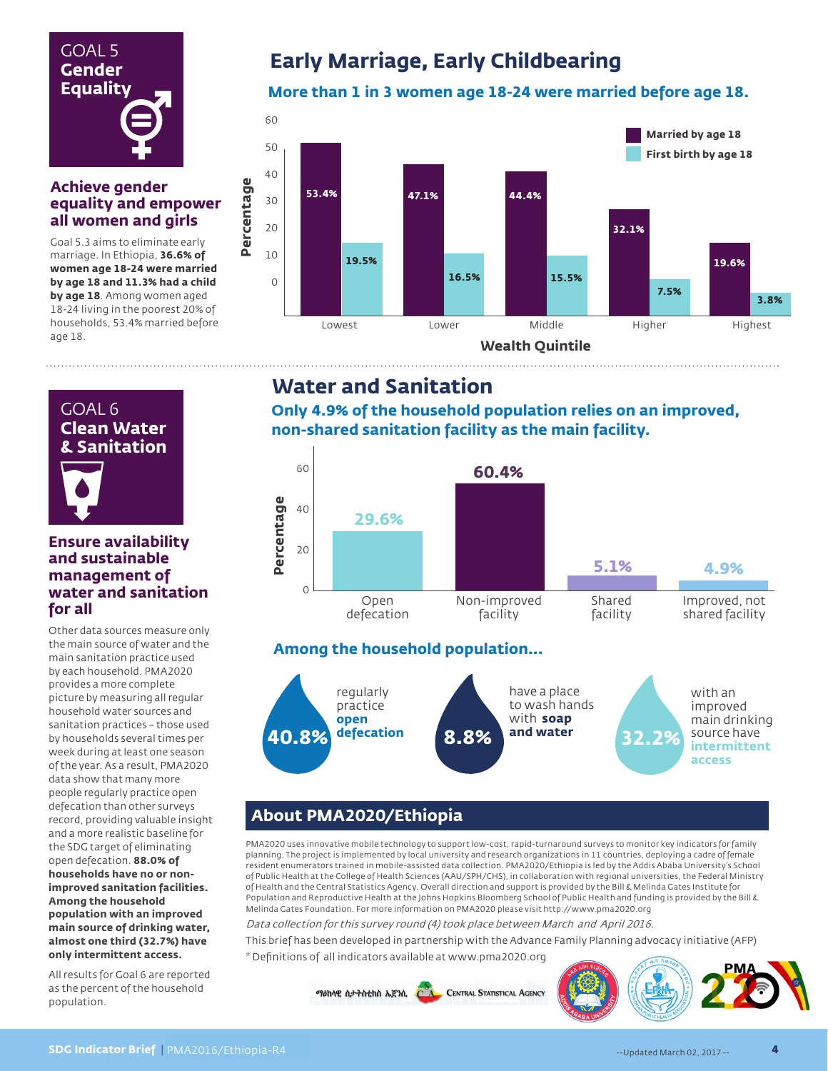## GOAL 5 Gender Equality

### Achieve gender equality and empower all women and girls

Goal 5.3 aims to eliminate early marriage. In Ethiopia, **36.6% of women age 18-24 were married by age 18 and 11.3% had a child by age 18**. Among women aged 18-24 living in the poorest 20% of households, 53.4% married before age 18.

# Early Marriage, Early Childbearing

### More than 1 in 3 women age 18-24 were married before age 18.

Percentage

Married by age 18
First birth by age 18

Lowest: 53.4%, 19.5%
Lower: 47.1%, 16.5%
Middle: 44.4%, 15.5%
Higher: 32.1%, 7.5%
Highest: 19.6%, 3.8%

Wealth Quintile

## GOAL 6 Clean Water & Sanitation

### Ensure availability and sustainable management of water and sanitation for all

Other data sources measure only the main source of water and the main sanitation practice used by each household. PMA2020 provides a more complete picture by measuring all regular household water sources and sanitation practices – those used by households several times per week during at least one season of the year. As a result, PMA2020 data show that many more people regularly practice open defecation than other surveys record, providing valuable insight and a more realistic baseline for the SDG target of eliminating open defecation. **88.0% of households have no or non-improved sanitation facilities. Among the household population with an improved main source of drinking water, almost one third (32.7%) have only intermittent access.**

All results for Goal 6 are reported as the percent of the household population.

# Water and Sanitation

### Only 4.9% of the household population relies on an improved, non-shared sanitation facility as the main facility.

Percentage

Open defecation: 29.6%
Non-improved facility: 60.4%
Shared facility: 5.1%
Improved, not shared facility: 4.9%

### Among the household population...

40.8% regularly practice **open defecation**

8.8% have a place to wash hands with **soap and water**

32.2% with an improved main drinking source have **intermittent access**

## About PMA2020/Ethiopia

PMA2020 uses innovative mobile technology to support low-cost, rapid-turnaround surveys to monitor key indicators for family planning. The project is implemented by local university and research organizations in 11 countries, deploying a cadre of female resident enumerators trained in mobile-assisted data collection. PMA2020/Ethiopia is led by the Addis Ababa University's School of Public Health at the College of Health Sciences (AAU/SPH/CHS), in collaboration with regional universities, the Federal Ministry of Health and the Central Statistics Agency. Overall direction and support is provided by the Bill & Melinda Gates Institute for Population and Reproductive Health at the Johns Hopkins Bloomberg School of Public Health and funding is provided by the Bill & Melinda Gates Foundation. For more information on PMA2020 please visit http://www.pma2020.org

*Data collection for this survey round (4) took place between March and April 2016.*

This brief has been developed in partnership with the Advance Family Planning advocacy initiative (AFP)

* Definitions of all indicators available at www.pma2020.org

ማዕከላዊ ስታትስቲክስ ኤጀንሲ Central Statistical Agency